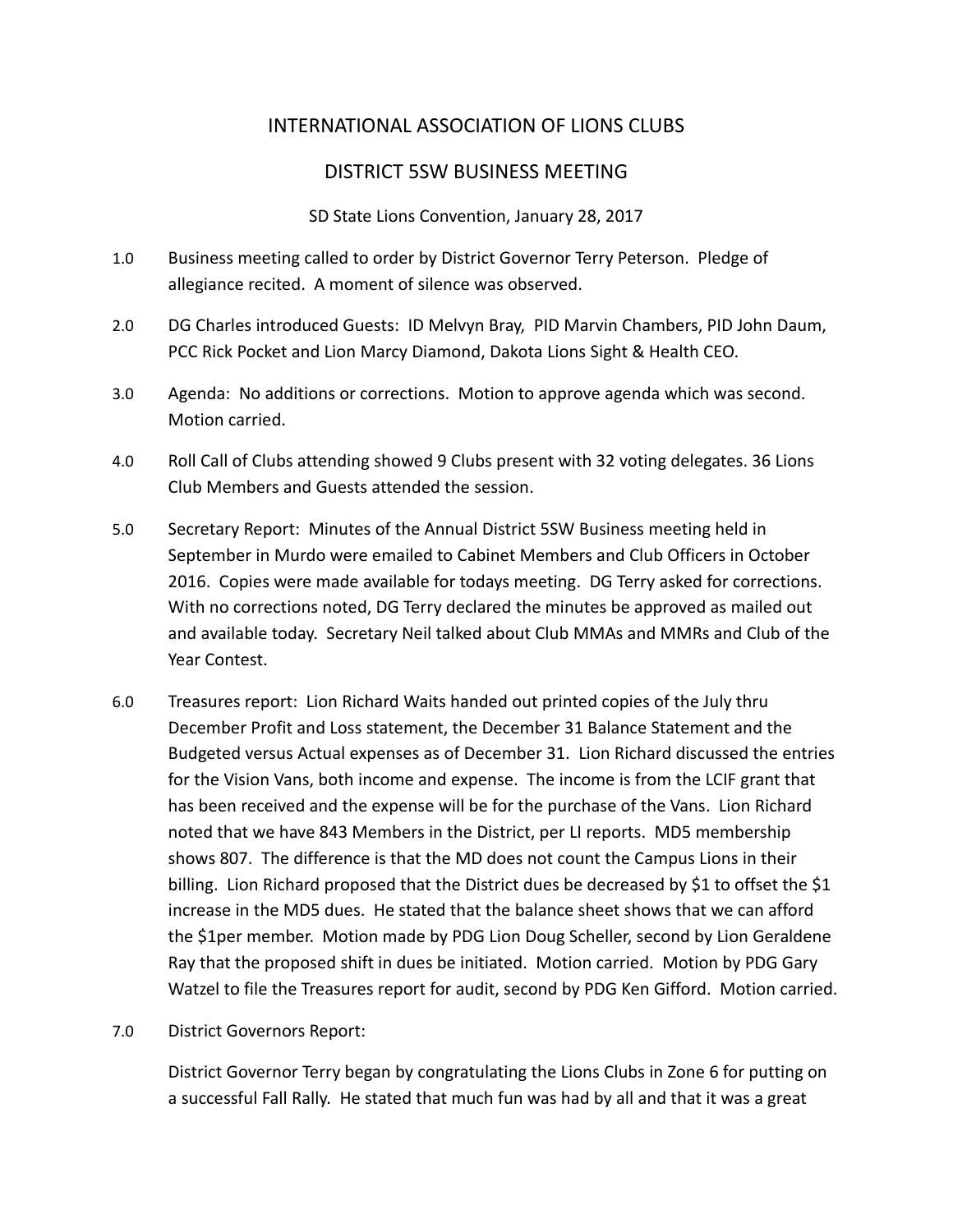# INTERNATIONAL ASSOCIATION OF LIONS CLUBS

## DISTRICT 5SW BUSINESS MEETING

SD State Lions Convention, January 28, 2017

1.0 Business meeting called to order by District Governor Terry Peterson. Pledge of allegiance recited. A moment of silence was observed.

2.0 DG Charles introduced Guests: ID Melvyn Bray, PID Marvin Chambers, PID John Daum, PCC Rick Pocket and Lion Marcy Diamond, Dakota Lions Sight & Health CEO.

3.0 Agenda: No additions or corrections. Motion to approve agenda which was second. Motion carried.

4.0 Roll Call of Clubs attending showed 9 Clubs present with 32 voting delegates. 36 Lions Club Members and Guests attended the session.

5.0 Secretary Report: Minutes of the Annual District 5SW Business meeting held in September in Murdo were emailed to Cabinet Members and Club Officers in October 2016. Copies were made available for todays meeting. DG Terry asked for corrections. With no corrections noted, DG Terry declared the minutes be approved as mailed out and available today. Secretary Neil talked about Club MMAs and MMRs and Club of the Year Contest.

6.0 Treasures report: Lion Richard Waits handed out printed copies of the July thru December Profit and Loss statement, the December 31 Balance Statement and the Budgeted versus Actual expenses as of December 31. Lion Richard discussed the entries for the Vision Vans, both income and expense. The income is from the LCIF grant that has been received and the expense will be for the purchase of the Vans. Lion Richard noted that we have 843 Members in the District, per LI reports. MD5 membership shows 807. The difference is that the MD does not count the Campus Lions in their billing. Lion Richard proposed that the District dues be decreased by $1 to offset the $1 increase in the MD5 dues. He stated that the balance sheet shows that we can afford the $1per member. Motion made by PDG Lion Doug Scheller, second by Lion Geraldene Ray that the proposed shift in dues be initiated. Motion carried. Motion by PDG Gary Watzel to file the Treasures report for audit, second by PDG Ken Gifford. Motion carried.

7.0 District Governors Report:

District Governor Terry began by congratulating the Lions Clubs in Zone 6 for putting on a successful Fall Rally. He stated that much fun was had by all and that it was a great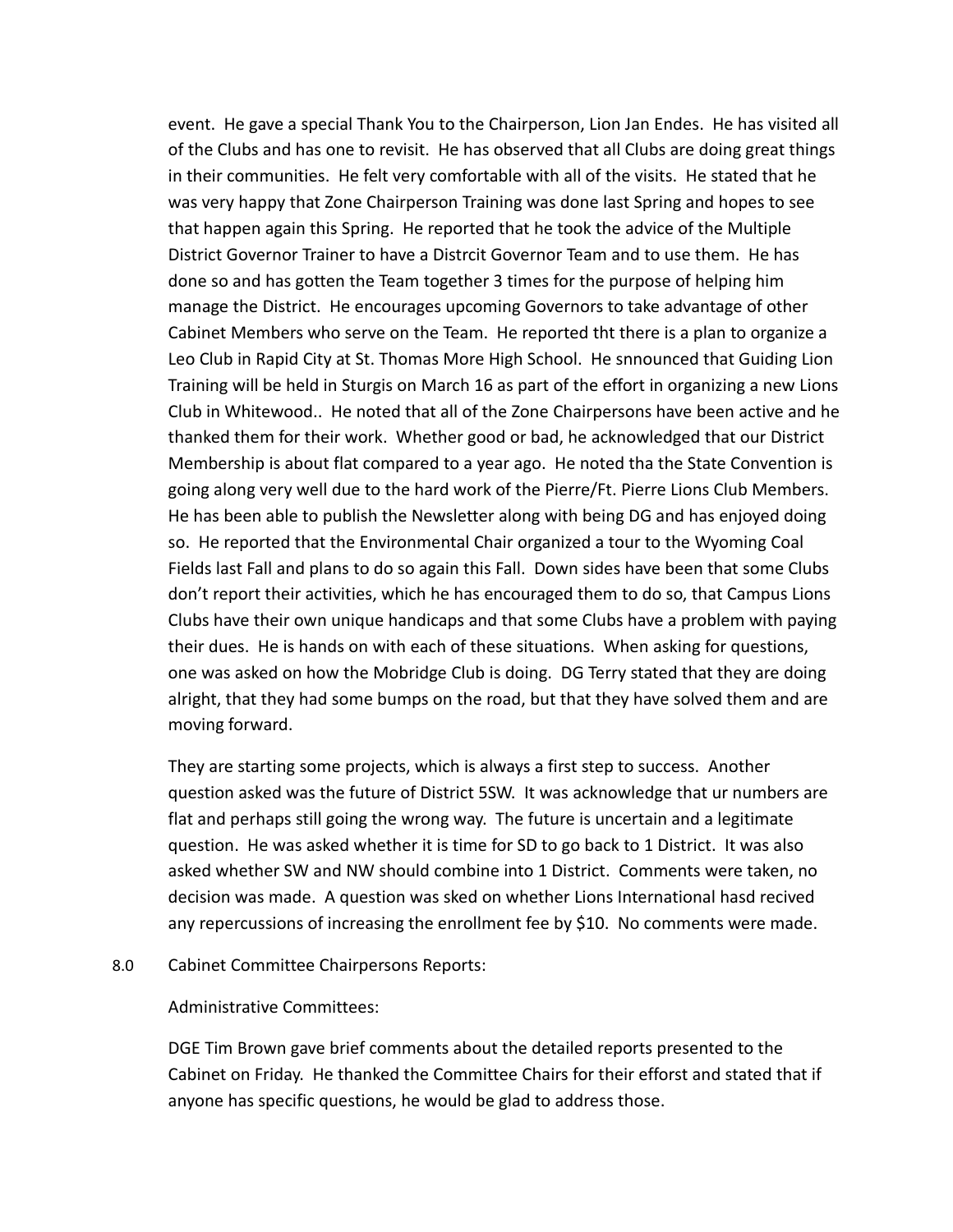event. He gave a special Thank You to the Chairperson, Lion Jan Endes. He has visited all of the Clubs and has one to revisit. He has observed that all Clubs are doing great things in their communities. He felt very comfortable with all of the visits. He stated that he was very happy that Zone Chairperson Training was done last Spring and hopes to see that happen again this Spring. He reported that he took the advice of the Multiple District Governor Trainer to have a Distrcit Governor Team and to use them. He has done so and has gotten the Team together 3 times for the purpose of helping him manage the District. He encourages upcoming Governors to take advantage of other Cabinet Members who serve on the Team. He reported tht there is a plan to organize a Leo Club in Rapid City at St. Thomas More High School. He snnounced that Guiding Lion Training will be held in Sturgis on March 16 as part of the effort in organizing a new Lions Club in Whitewood.. He noted that all of the Zone Chairpersons have been active and he thanked them for their work. Whether good or bad, he acknowledged that our District Membership is about flat compared to a year ago. He noted tha the State Convention is going along very well due to the hard work of the Pierre/Ft. Pierre Lions Club Members. He has been able to publish the Newsletter along with being DG and has enjoyed doing so. He reported that the Environmental Chair organized a tour to the Wyoming Coal Fields last Fall and plans to do so again this Fall. Down sides have been that some Clubs don't report their activities, which he has encouraged them to do so, that Campus Lions Clubs have their own unique handicaps and that some Clubs have a problem with paying their dues. He is hands on with each of these situations. When asking for questions, one was asked on how the Mobridge Club is doing. DG Terry stated that they are doing alright, that they had some bumps on the road, but that they have solved them and are moving forward.

They are starting some projects, which is always a first step to success. Another question asked was the future of District 5SW. It was acknowledge that ur numbers are flat and perhaps still going the wrong way. The future is uncertain and a legitimate question. He was asked whether it is time for SD to go back to 1 District. It was also asked whether SW and NW should combine into 1 District. Comments were taken, no decision was made. A question was sked on whether Lions International hasd recived any repercussions of increasing the enrollment fee by $10. No comments were made.

8.0 Cabinet Committee Chairpersons Reports:

Administrative Committees:

DGE Tim Brown gave brief comments about the detailed reports presented to the Cabinet on Friday. He thanked the Committee Chairs for their efforst and stated that if anyone has specific questions, he would be glad to address those.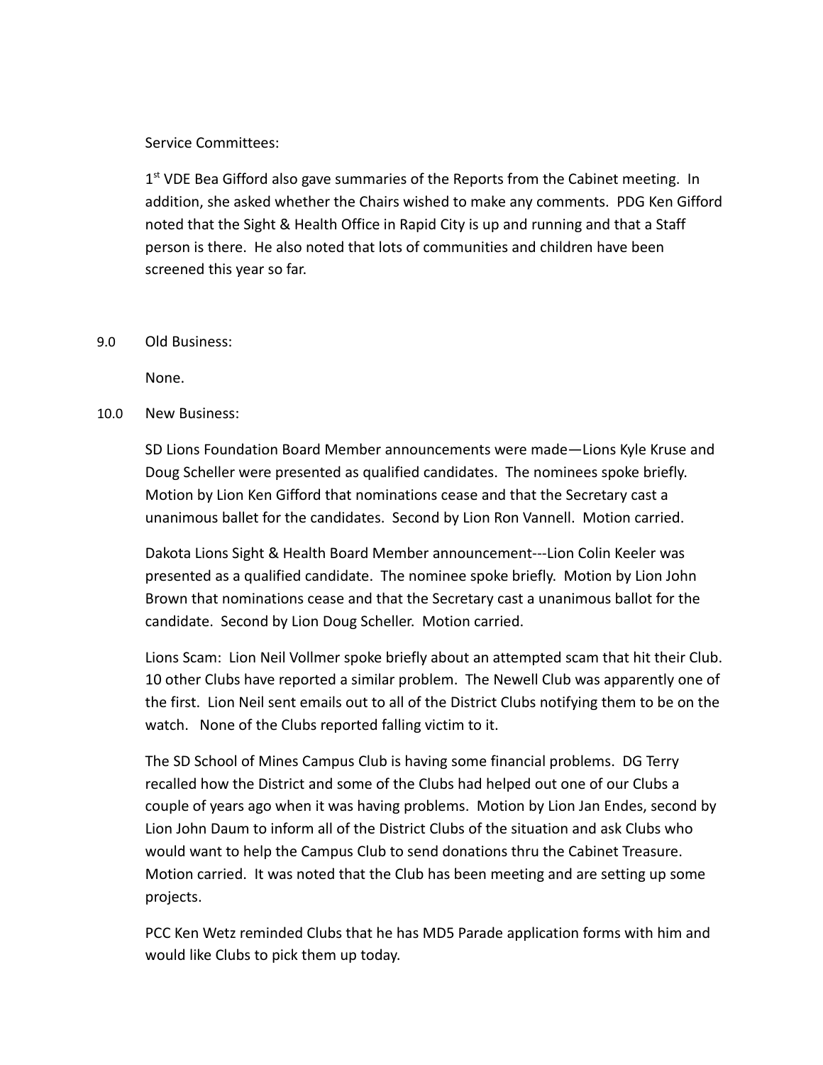Service Committees:

1st VDE Bea Gifford also gave summaries of the Reports from the Cabinet meeting. In addition, she asked whether the Chairs wished to make any comments. PDG Ken Gifford noted that the Sight & Health Office in Rapid City is up and running and that a Staff person is there. He also noted that lots of communities and children have been screened this year so far.

9.0 Old Business:

None.

10.0 New Business:

SD Lions Foundation Board Member announcements were made—Lions Kyle Kruse and Doug Scheller were presented as qualified candidates. The nominees spoke briefly. Motion by Lion Ken Gifford that nominations cease and that the Secretary cast a unanimous ballet for the candidates. Second by Lion Ron Vannell. Motion carried.

Dakota Lions Sight & Health Board Member announcement---Lion Colin Keeler was presented as a qualified candidate. The nominee spoke briefly. Motion by Lion John Brown that nominations cease and that the Secretary cast a unanimous ballot for the candidate. Second by Lion Doug Scheller. Motion carried.

Lions Scam: Lion Neil Vollmer spoke briefly about an attempted scam that hit their Club. 10 other Clubs have reported a similar problem. The Newell Club was apparently one of the first. Lion Neil sent emails out to all of the District Clubs notifying them to be on the watch. None of the Clubs reported falling victim to it.

The SD School of Mines Campus Club is having some financial problems. DG Terry recalled how the District and some of the Clubs had helped out one of our Clubs a couple of years ago when it was having problems. Motion by Lion Jan Endes, second by Lion John Daum to inform all of the District Clubs of the situation and ask Clubs who would want to help the Campus Club to send donations thru the Cabinet Treasure. Motion carried. It was noted that the Club has been meeting and are setting up some projects.

PCC Ken Wetz reminded Clubs that he has MD5 Parade application forms with him and would like Clubs to pick them up today.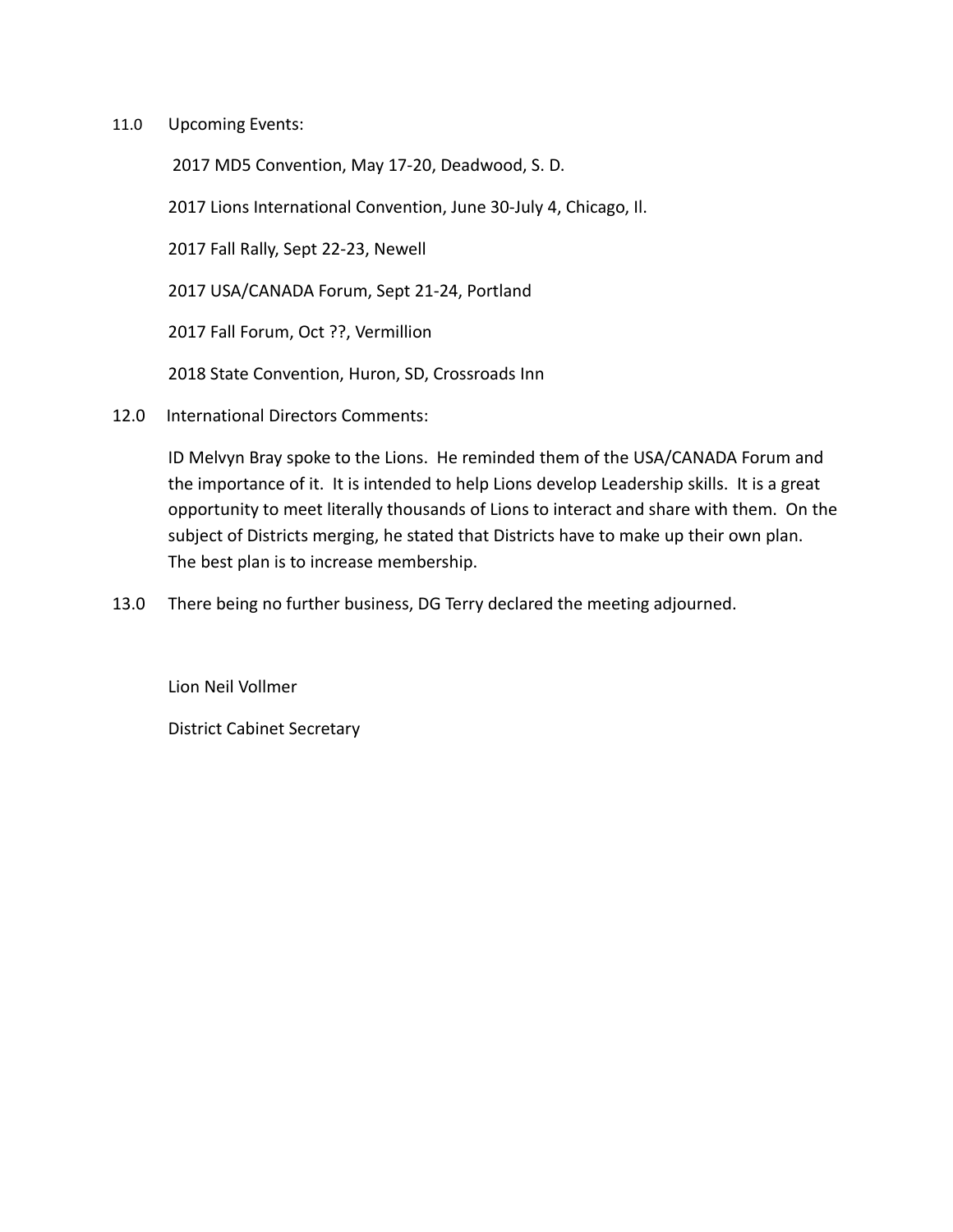11.0 Upcoming Events:

2017 MD5 Convention, May 17-20, Deadwood, S. D.

2017 Lions International Convention, June 30-July 4, Chicago, Il.

2017 Fall Rally, Sept 22-23, Newell

2017 USA/CANADA Forum, Sept 21-24, Portland

2017 Fall Forum, Oct ??, Vermillion

2018 State Convention, Huron, SD, Crossroads Inn

12.0 International Directors Comments:

ID Melvyn Bray spoke to the Lions. He reminded them of the USA/CANADA Forum and the importance of it. It is intended to help Lions develop Leadership skills. It is a great opportunity to meet literally thousands of Lions to interact and share with them. On the subject of Districts merging, he stated that Districts have to make up their own plan. The best plan is to increase membership.

13.0 There being no further business, DG Terry declared the meeting adjourned.

Lion Neil Vollmer

District Cabinet Secretary